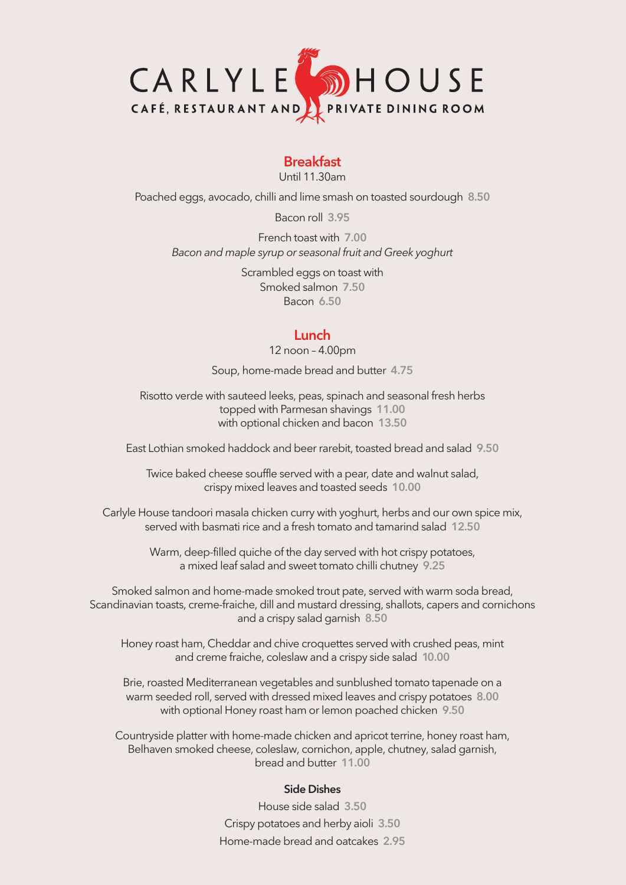# CARLYLE HOUSE

CAFÉ, RESTAURANT AND PRIVATE DINING ROOM

## Breakfast

Until 11.30am

Poached eggs, avocado, chilli and lime smash on toasted sourdough 8.50

Bacon roll 3.95

French toast with 7.00
*Bacon and maple syrup or seasonal fruit and Greek yoghurt*

Scrambled eggs on toast with
Smoked salmon 7.50
Bacon 6.50

## Lunch

12 noon – 4.00pm

Soup, home-made bread and butter 4.75

Risotto verde with sauteed leeks, peas, spinach and seasonal fresh herbs topped with Parmesan shavings 11.00
with optional chicken and bacon 13.50

East Lothian smoked haddock and beer rarebit, toasted bread and salad 9.50

Twice baked cheese souffle served with a pear, date and walnut salad, crispy mixed leaves and toasted seeds 10.00

Carlyle House tandoori masala chicken curry with yoghurt, herbs and our own spice mix, served with basmati rice and a fresh tomato and tamarind salad 12.50

Warm, deep-filled quiche of the day served with hot crispy potatoes, a mixed leaf salad and sweet tomato chilli chutney 9.25

Smoked salmon and home-made smoked trout pate, served with warm soda bread, Scandinavian toasts, creme-fraiche, dill and mustard dressing, shallots, capers and cornichons and a crispy salad garnish 8.50

Honey roast ham, Cheddar and chive croquettes served with crushed peas, mint and creme fraiche, coleslaw and a crispy side salad 10.00

Brie, roasted Mediterranean vegetables and sunblushed tomato tapenade on a warm seeded roll, served with dressed mixed leaves and crispy potatoes 8.00
with optional Honey roast ham or lemon poached chicken 9.50

Countryside platter with home-made chicken and apricot terrine, honey roast ham, Belhaven smoked cheese, coleslaw, cornichon, apple, chutney, salad garnish, bread and butter 11.00

### Side Dishes

House side salad 3.50

Crispy potatoes and herby aioli 3.50

Home-made bread and oatcakes 2.95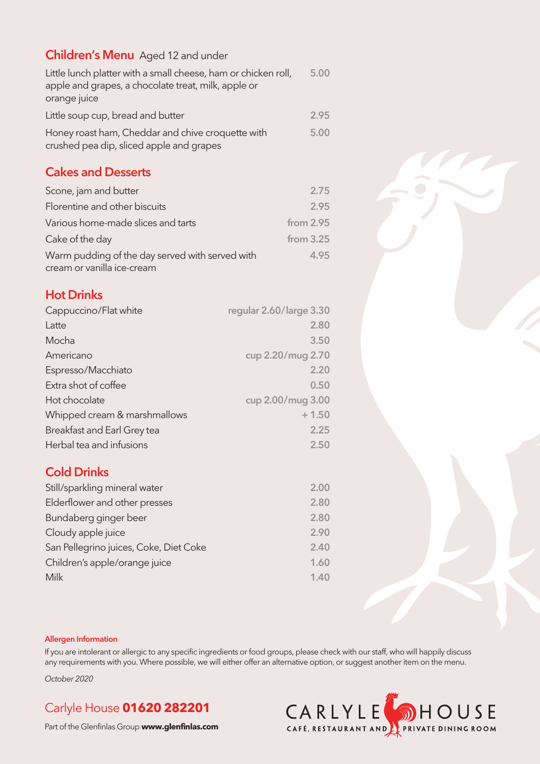## Children's Menu Aged 12 and under

| | |
|---|---|
| Little lunch platter with a small cheese, ham or chicken roll, apple and grapes, a chocolate treat, milk, apple or orange juice | 5.00 |
| Little soup cup, bread and butter | 2.95 |
| Honey roast ham, Cheddar and chive croquette with crushed pea dip, sliced apple and grapes | 5.00 |

## Cakes and Desserts

| | |
|---|---|
| Scone, jam and butter | 2.75 |
| Florentine and other biscuits | 2.95 |
| Various home-made slices and tarts | from 2.95 |
| Cake of the day | from 3.25 |
| Warm pudding of the day served with served with cream or vanilla ice-cream | 4.95 |

## Hot Drinks

| | |
|---|---|
| Cappuccino/Flat white | regular 2.60/large 3.30 |
| Latte | 2.80 |
| Mocha | 3.50 |
| Americano | cup 2.20/mug 2.70 |
| Espresso/Macchiato | 2.20 |
| Extra shot of coffee | 0.50 |
| Hot chocolate | cup 2.00/mug 3.00 |
| Whipped cream & marshmallows | + 1.50 |
| Breakfast and Earl Grey tea | 2.25 |
| Herbal tea and infusions | 2.50 |

## Cold Drinks

| | |
|---|---|
| Still/sparkling mineral water | 2.00 |
| Elderflower and other presses | 2.80 |
| Bundaberg ginger beer | 2.80 |
| Cloudy apple juice | 2.90 |
| San Pellegrino juices, Coke, Diet Coke | 2.40 |
| Children's apple/orange juice | 1.60 |
| Milk | 1.40 |

**Allergen Information**

If you are intolerant or allergic to any specific ingredients or food groups, please check with our staff, who will happily discuss any requirements with you. Where possible, we will either offer an alternative option, or suggest another item on the menu.

*October 2020*

Carlyle House **01620 282201**

Part of the Glenfinlas Group **www.glenfinlas.com**

CARLYLE HOUSE
CAFÉ, RESTAURANT AND PRIVATE DINING ROOM